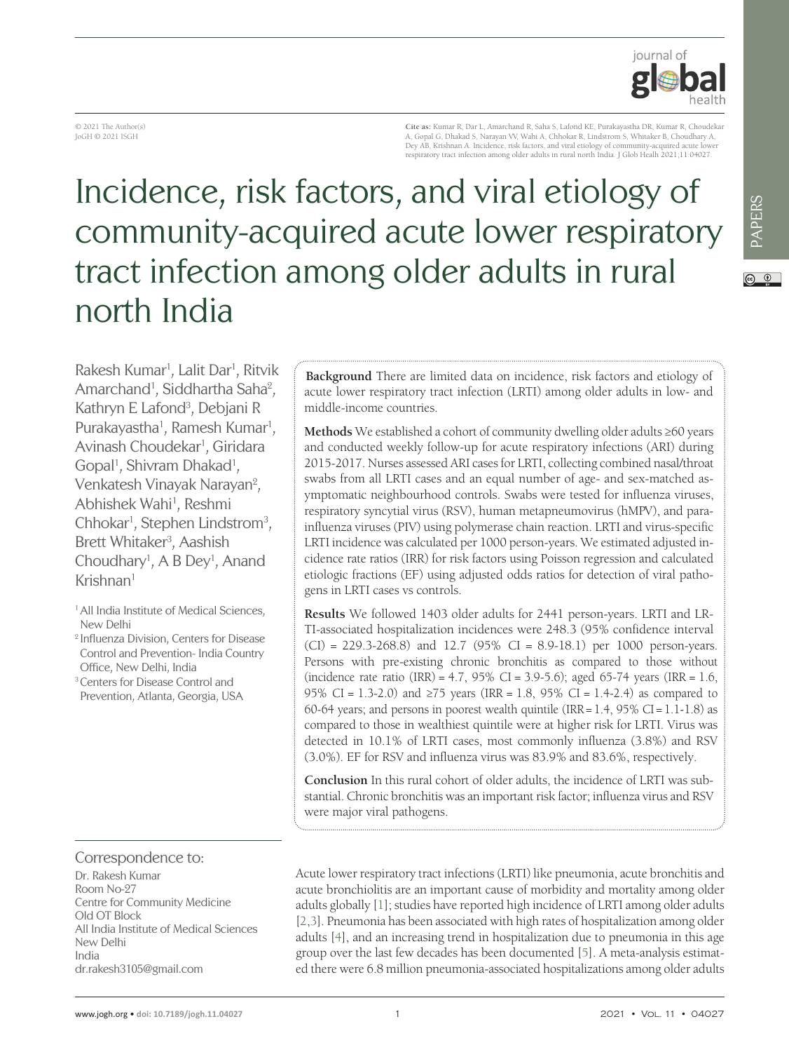© 2021 The Author(s)
JoGH © 2021 ISGH

**Cite as:** Kumar R, Dar L, Amarchand R, Saha S, Lafond KE, Purakayastha DR, Kumar R, Choudekar A, Gopal G, Dhakad S, Narayan VV, Wahi A, Chhokar R, Lindstrom S, Whitaker B, Choudhary A, Dey AB, Krishnan A. Incidence, risk factors, and viral etiology of community-acquired acute lower respiratory tract infection among older adults in rural north India. J Glob Health 2021;11:04027.

# Incidence, risk factors, and viral etiology of community-acquired acute lower respiratory tract infection among older adults in rural north India

Rakesh Kumar[1], Lalit Dar[1], Ritvik Amarchand[1], Siddhartha Saha[2], Kathryn E Lafond[3], Debjani R Purakayastha[1], Ramesh Kumar[1], Avinash Choudekar[1], Giridara Gopal[1], Shivram Dhakad[1], Venkatesh Vinayak Narayan[2], Abhishek Wahi[1], Reshmi Chhokar[1], Stephen Lindstrom[3], Brett Whitaker[3], Aashish Choudhary[1], A B Dey[1], Anand Krishnan[1]

[1] All India Institute of Medical Sciences, New Delhi
[2] Influenza Division, Centers for Disease Control and Prevention- India Country Office, New Delhi, India
[3] Centers for Disease Control and Prevention, Atlanta, Georgia, USA

**Background** There are limited data on incidence, risk factors and etiology of acute lower respiratory tract infection (LRTI) among older adults in low- and middle-income countries.

**Methods** We established a cohort of community dwelling older adults ≥60 years and conducted weekly follow-up for acute respiratory infections (ARI) during 2015-2017. Nurses assessed ARI cases for LRTI, collecting combined nasal/throat swabs from all LRTI cases and an equal number of age- and sex-matched asymptomatic neighbourhood controls. Swabs were tested for influenza viruses, respiratory syncytial virus (RSV), human metapneumovirus (hMPV), and parainfluenza viruses (PIV) using polymerase chain reaction. LRTI and virus-specific LRTI incidence was calculated per 1000 person-years. We estimated adjusted incidence rate ratios (IRR) for risk factors using Poisson regression and calculated etiologic fractions (EF) using adjusted odds ratios for detection of viral pathogens in LRTI cases vs controls.

**Results** We followed 1403 older adults for 2441 person-years. LRTI and LRTI-associated hospitalization incidences were 248.3 (95% confidence interval (CI) = 229.3-268.8) and 12.7 (95% CI = 8.9-18.1) per 1000 person-years. Persons with pre-existing chronic bronchitis as compared to those without (incidence rate ratio (IRR) = 4.7, 95% CI = 3.9-5.6); aged 65-74 years (IRR = 1.6, 95% CI = 1.3-2.0) and ≥75 years (IRR = 1.8, 95% CI = 1.4-2.4) as compared to 60-64 years; and persons in poorest wealth quintile (IRR = 1.4, 95% CI = 1.1-1.8) as compared to those in wealthiest quintile were at higher risk for LRTI. Virus was detected in 10.1% of LRTI cases, most commonly influenza (3.8%) and RSV (3.0%). EF for RSV and influenza virus was 83.9% and 83.6%, respectively.

**Conclusion** In this rural cohort of older adults, the incidence of LRTI was substantial. Chronic bronchitis was an important risk factor; influenza virus and RSV were major viral pathogens.

Correspondence to:
Dr. Rakesh Kumar
Room No-27
Centre for Community Medicine
Old OT Block
All India Institute of Medical Sciences
New Delhi
India
dr.rakesh3105@gmail.com

Acute lower respiratory tract infections (LRTI) like pneumonia, acute bronchitis and acute bronchiolitis are an important cause of morbidity and mortality among older adults globally [1]; studies have reported high incidence of LRTI among older adults [2,3]. Pneumonia has been associated with high rates of hospitalization among older adults [4], and an increasing trend in hospitalization due to pneumonia in this age group over the last few decades has been documented [5]. A meta-analysis estimated there were 6.8 million pneumonia-associated hospitalizations among older adults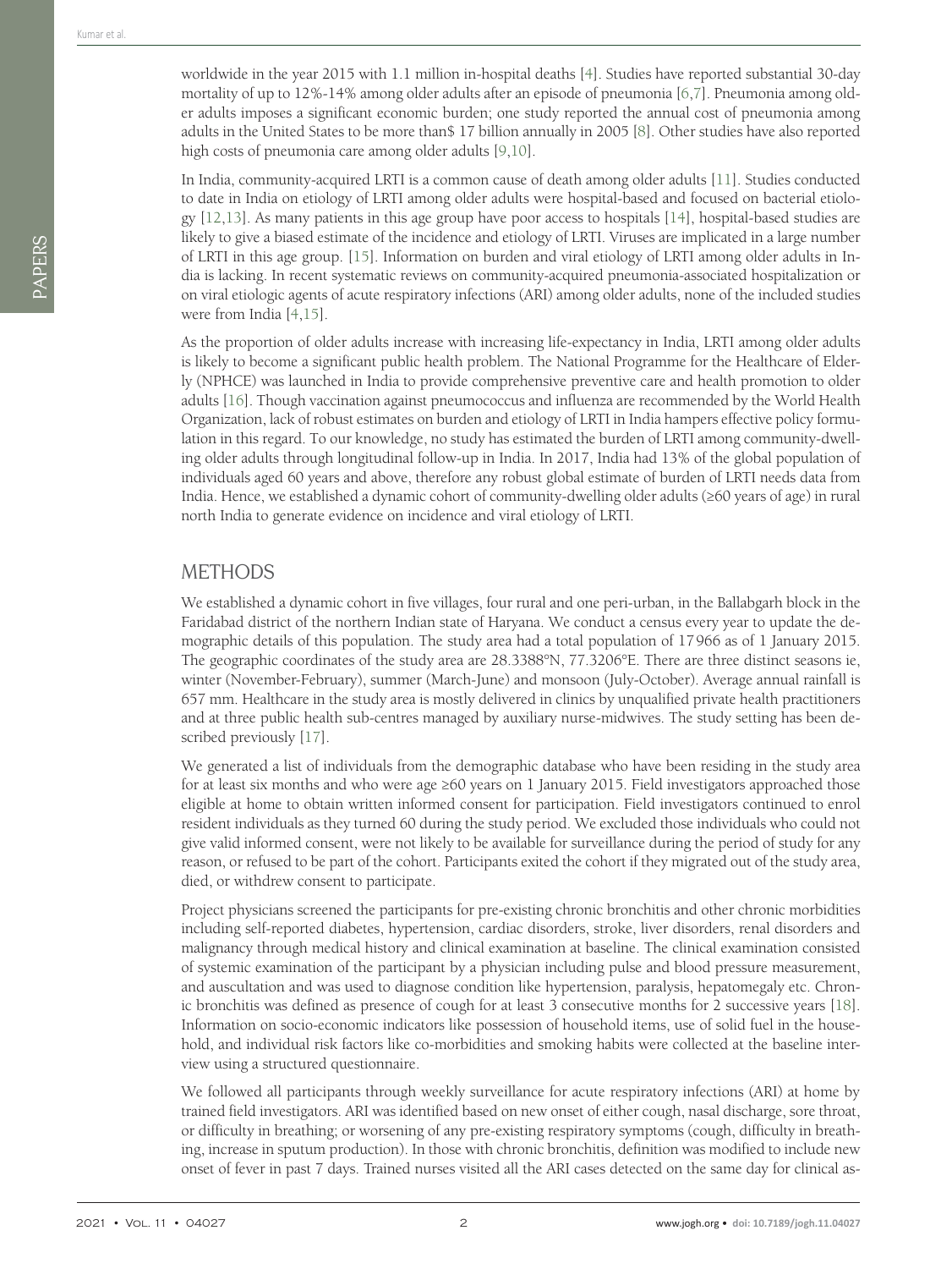worldwide in the year 2015 with 1.1 million in-hospital deaths [4]. Studies have reported substantial 30-day mortality of up to 12%-14% among older adults after an episode of pneumonia [6,7]. Pneumonia among older adults imposes a significant economic burden; one study reported the annual cost of pneumonia among adults in the United States to be more than$ 17 billion annually in 2005 [8]. Other studies have also reported high costs of pneumonia care among older adults [9,10].

In India, community-acquired LRTI is a common cause of death among older adults [11]. Studies conducted to date in India on etiology of LRTI among older adults were hospital-based and focused on bacterial etiology [12,13]. As many patients in this age group have poor access to hospitals [14], hospital-based studies are likely to give a biased estimate of the incidence and etiology of LRTI. Viruses are implicated in a large number of LRTI in this age group. [15]. Information on burden and viral etiology of LRTI among older adults in India is lacking. In recent systematic reviews on community-acquired pneumonia-associated hospitalization or on viral etiologic agents of acute respiratory infections (ARI) among older adults, none of the included studies were from India [4,15].

As the proportion of older adults increase with increasing life-expectancy in India, LRTI among older adults is likely to become a significant public health problem. The National Programme for the Healthcare of Elderly (NPHCE) was launched in India to provide comprehensive preventive care and health promotion to older adults [16]. Though vaccination against pneumococcus and influenza are recommended by the World Health Organization, lack of robust estimates on burden and etiology of LRTI in India hampers effective policy formulation in this regard. To our knowledge, no study has estimated the burden of LRTI among community-dwelling older adults through longitudinal follow-up in India. In 2017, India had 13% of the global population of individuals aged 60 years and above, therefore any robust global estimate of burden of LRTI needs data from India. Hence, we established a dynamic cohort of community-dwelling older adults (≥60 years of age) in rural north India to generate evidence on incidence and viral etiology of LRTI.

## METHODS

We established a dynamic cohort in five villages, four rural and one peri-urban, in the Ballabgarh block in the Faridabad district of the northern Indian state of Haryana. We conduct a census every year to update the demographic details of this population. The study area had a total population of 17 966 as of 1 January 2015. The geographic coordinates of the study area are 28.3388°N, 77.3206°E. There are three distinct seasons ie, winter (November-February), summer (March-June) and monsoon (July-October). Average annual rainfall is 657 mm. Healthcare in the study area is mostly delivered in clinics by unqualified private health practitioners and at three public health sub-centres managed by auxiliary nurse-midwives. The study setting has been described previously [17].

We generated a list of individuals from the demographic database who have been residing in the study area for at least six months and who were age ≥60 years on 1 January 2015. Field investigators approached those eligible at home to obtain written informed consent for participation. Field investigators continued to enrol resident individuals as they turned 60 during the study period. We excluded those individuals who could not give valid informed consent, were not likely to be available for surveillance during the period of study for any reason, or refused to be part of the cohort. Participants exited the cohort if they migrated out of the study area, died, or withdrew consent to participate.

Project physicians screened the participants for pre-existing chronic bronchitis and other chronic morbidities including self-reported diabetes, hypertension, cardiac disorders, stroke, liver disorders, renal disorders and malignancy through medical history and clinical examination at baseline. The clinical examination consisted of systemic examination of the participant by a physician including pulse and blood pressure measurement, and auscultation and was used to diagnose condition like hypertension, paralysis, hepatomegaly etc. Chronic bronchitis was defined as presence of cough for at least 3 consecutive months for 2 successive years [18]. Information on socio-economic indicators like possession of household items, use of solid fuel in the household, and individual risk factors like co-morbidities and smoking habits were collected at the baseline interview using a structured questionnaire.

We followed all participants through weekly surveillance for acute respiratory infections (ARI) at home by trained field investigators. ARI was identified based on new onset of either cough, nasal discharge, sore throat, or difficulty in breathing; or worsening of any pre-existing respiratory symptoms (cough, difficulty in breathing, increase in sputum production). In those with chronic bronchitis, definition was modified to include new onset of fever in past 7 days. Trained nurses visited all the ARI cases detected on the same day for clinical as-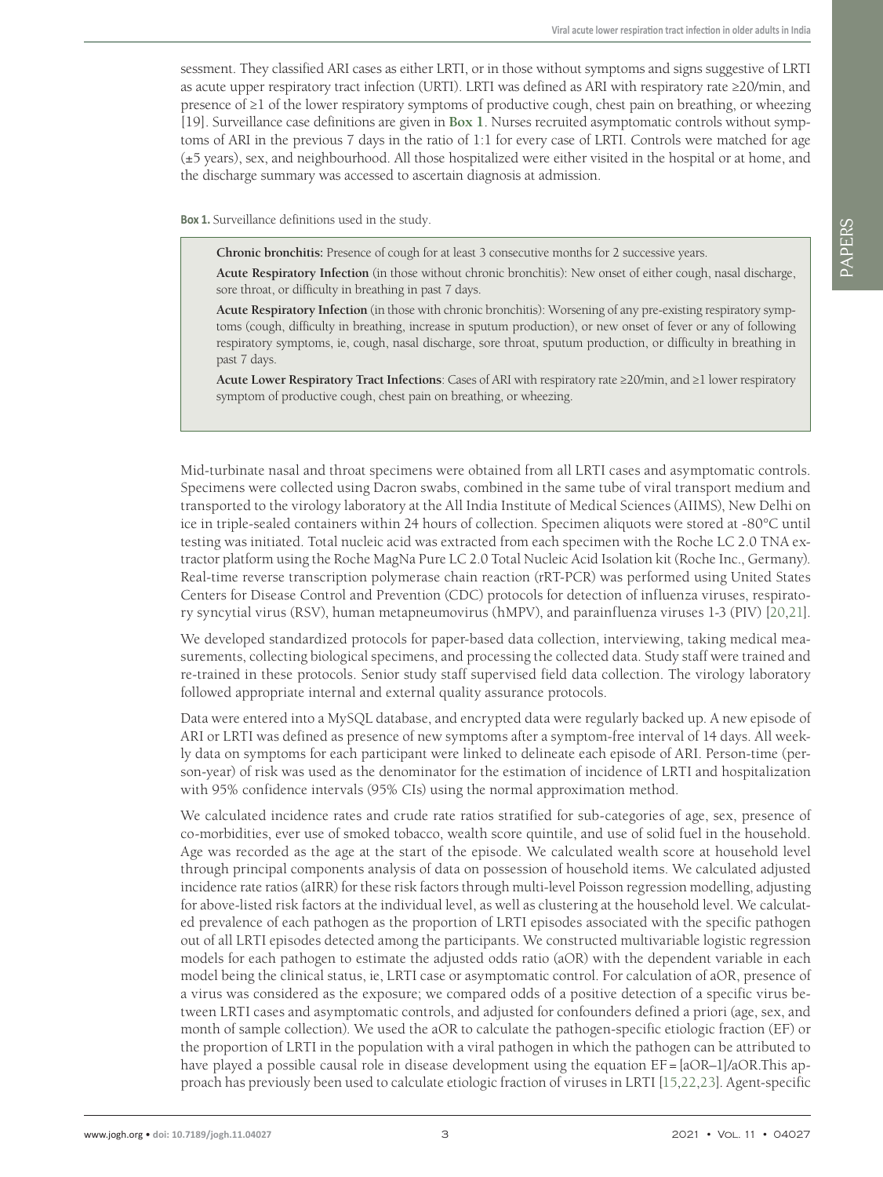sessment. They classified ARI cases as either LRTI, or in those without symptoms and signs suggestive of LRTI as acute upper respiratory tract infection (URTI). LRTI was defined as ARI with respiratory rate ≥20/min, and presence of ≥1 of the lower respiratory symptoms of productive cough, chest pain on breathing, or wheezing [19]. Surveillance case definitions are given in **Box 1**. Nurses recruited asymptomatic controls without symptoms of ARI in the previous 7 days in the ratio of 1:1 for every case of LRTI. Controls were matched for age (±5 years), sex, and neighbourhood. All those hospitalized were either visited in the hospital or at home, and the discharge summary was accessed to ascertain diagnosis at admission.

**Box 1.** Surveillance definitions used in the study.

> **Chronic bronchitis:** Presence of cough for at least 3 consecutive months for 2 successive years.
>
> **Acute Respiratory Infection** (in those without chronic bronchitis): New onset of either cough, nasal discharge, sore throat, or difficulty in breathing in past 7 days.
>
> **Acute Respiratory Infection** (in those with chronic bronchitis): Worsening of any pre-existing respiratory symptoms (cough, difficulty in breathing, increase in sputum production), or new onset of fever or any of following respiratory symptoms, ie, cough, nasal discharge, sore throat, sputum production, or difficulty in breathing in past 7 days.
>
> **Acute Lower Respiratory Tract Infections**: Cases of ARI with respiratory rate ≥20/min, and ≥1 lower respiratory symptom of productive cough, chest pain on breathing, or wheezing.

Mid-turbinate nasal and throat specimens were obtained from all LRTI cases and asymptomatic controls. Specimens were collected using Dacron swabs, combined in the same tube of viral transport medium and transported to the virology laboratory at the All India Institute of Medical Sciences (AIIMS), New Delhi on ice in triple-sealed containers within 24 hours of collection. Specimen aliquots were stored at -80°C until testing was initiated. Total nucleic acid was extracted from each specimen with the Roche LC 2.0 TNA extractor platform using the Roche MagNa Pure LC 2.0 Total Nucleic Acid Isolation kit (Roche Inc., Germany). Real-time reverse transcription polymerase chain reaction (rRT-PCR) was performed using United States Centers for Disease Control and Prevention (CDC) protocols for detection of influenza viruses, respiratory syncytial virus (RSV), human metapneumovirus (hMPV), and parainfluenza viruses 1-3 (PIV) [20,21].

We developed standardized protocols for paper-based data collection, interviewing, taking medical measurements, collecting biological specimens, and processing the collected data. Study staff were trained and re-trained in these protocols. Senior study staff supervised field data collection. The virology laboratory followed appropriate internal and external quality assurance protocols.

Data were entered into a MySQL database, and encrypted data were regularly backed up. A new episode of ARI or LRTI was defined as presence of new symptoms after a symptom-free interval of 14 days. All weekly data on symptoms for each participant were linked to delineate each episode of ARI. Person-time (person-year) of risk was used as the denominator for the estimation of incidence of LRTI and hospitalization with 95% confidence intervals (95% CIs) using the normal approximation method.

We calculated incidence rates and crude rate ratios stratified for sub-categories of age, sex, presence of co-morbidities, ever use of smoked tobacco, wealth score quintile, and use of solid fuel in the household. Age was recorded as the age at the start of the episode. We calculated wealth score at household level through principal components analysis of data on possession of household items. We calculated adjusted incidence rate ratios (aIRR) for these risk factors through multi-level Poisson regression modelling, adjusting for above-listed risk factors at the individual level, as well as clustering at the household level. We calculated prevalence of each pathogen as the proportion of LRTI episodes associated with the specific pathogen out of all LRTI episodes detected among the participants. We constructed multivariable logistic regression models for each pathogen to estimate the adjusted odds ratio (aOR) with the dependent variable in each model being the clinical status, ie, LRTI case or asymptomatic control. For calculation of aOR, presence of a virus was considered as the exposure; we compared odds of a positive detection of a specific virus between LRTI cases and asymptomatic controls, and adjusted for confounders defined a priori (age, sex, and month of sample collection). We used the aOR to calculate the pathogen-specific etiologic fraction (EF) or the proportion of LRTI in the population with a viral pathogen in which the pathogen can be attributed to have played a possible causal role in disease development using the equation $EF = [aOR-1]/aOR$. This approach has previously been used to calculate etiologic fraction of viruses in LRTI [15,22,23]. Agent-specific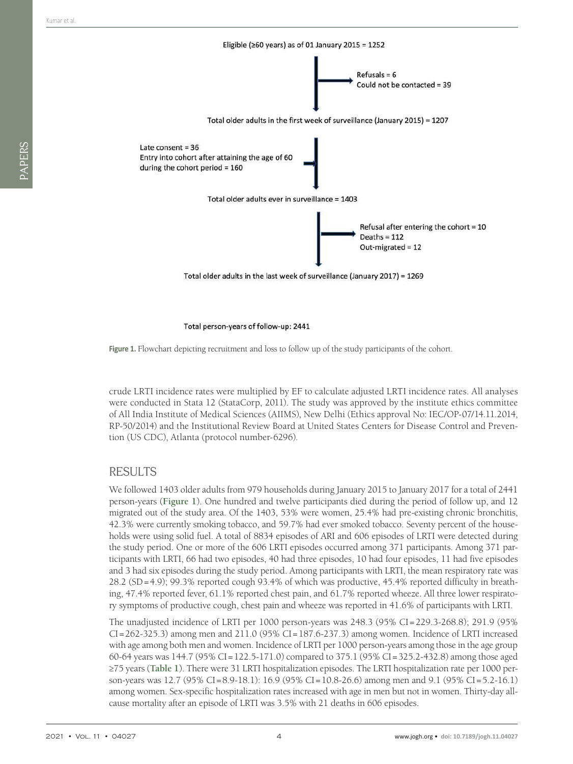Eligible (≥60 years) as of 01 January 2015 = 1252

Refusals = 6
Could not be contacted = 39

Total older adults in the first week of surveillance (January 2015) = 1207

Late consent = 36
Entry into cohort after attaining the age of 60 during the cohort period = 160

Total older adults ever in surveillance = 1403

Refusal after entering the cohort = 10
Deaths = 112
Out-migrated = 12

Total older adults in the last week of surveillance (January 2017) = 1269

Total person-years of follow-up: 2441

**Figure 1.** Flowchart depicting recruitment and loss to follow up of the study participants of the cohort.

crude LRTI incidence rates were multiplied by EF to calculate adjusted LRTI incidence rates. All analyses were conducted in Stata 12 (StataCorp, 2011). The study was approved by the institute ethics committee of All India Institute of Medical Sciences (AIIMS), New Delhi (Ethics approval No: IEC/OP-07/14.11.2014, RP-50/2014) and the Institutional Review Board at United States Centers for Disease Control and Prevention (US CDC), Atlanta (protocol number-6296).

## RESULTS

We followed 1403 older adults from 979 households during January 2015 to January 2017 for a total of 2441 person-years (**Figure 1**). One hundred and twelve participants died during the period of follow up, and 12 migrated out of the study area. Of the 1403, 53% were women, 25.4% had pre-existing chronic bronchitis, 42.3% were currently smoking tobacco, and 59.7% had ever smoked tobacco. Seventy percent of the households were using solid fuel. A total of 8834 episodes of ARI and 606 episodes of LRTI were detected during the study period. One or more of the 606 LRTI episodes occurred among 371 participants. Among 371 participants with LRTI, 66 had two episodes, 40 had three episodes, 10 had four episodes, 11 had five episodes and 3 had six episodes during the study period. Among participants with LRTI, the mean respiratory rate was 28.2 (SD = 4.9); 99.3% reported cough 93.4% of which was productive, 45.4% reported difficulty in breathing, 47.4% reported fever, 61.1% reported chest pain, and 61.7% reported wheeze. All three lower respiratory symptoms of productive cough, chest pain and wheeze was reported in 41.6% of participants with LRTI.

The unadjusted incidence of LRTI per 1000 person-years was 248.3 (95% CI = 229.3-268.8); 291.9 (95% CI = 262-325.3) among men and 211.0 (95% CI = 187.6-237.3) among women. Incidence of LRTI increased with age among both men and women. Incidence of LRTI per 1000 person-years among those in the age group 60-64 years was 144.7 (95% CI = 122.5-171.0) compared to 375.1 (95% CI = 325.2-432.8) among those aged ≥75 years (**Table 1**). There were 31 LRTI hospitalization episodes. The LRTI hospitalization rate per 1000 person-years was 12.7 (95% CI = 8.9-18.1): 16.9 (95% CI = 10.8-26.6) among men and 9.1 (95% CI = 5.2-16.1) among women. Sex-specific hospitalization rates increased with age in men but not in women. Thirty-day all-cause mortality after an episode of LRTI was 3.5% with 21 deaths in 606 episodes.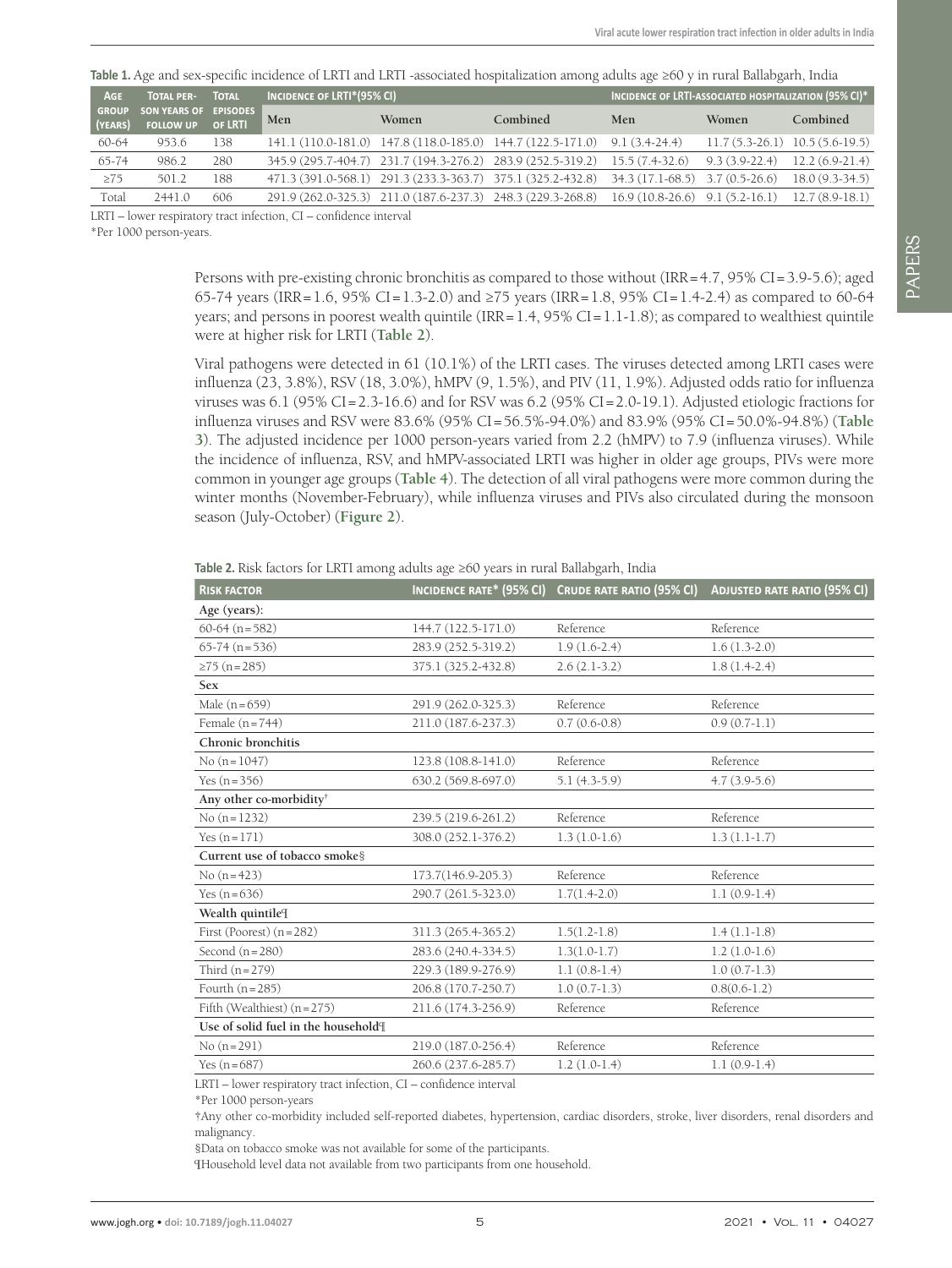**Table 1.** Age and sex-specific incidence of LRTI and LRTI -associated hospitalization among adults age ≥60 y in rural Ballabgarh, India

| Age group (years) | Total person years of follow up | Total episodes of LRTI | Incidence of LRTI*(95% CI) | | | Incidence of LRTI-associated hospitalization (95% CI)* | | |
|---|---|---|---|---|---|---|---|---|
| | | | Men | Women | Combined | Men | Women | Combined |
| 60-64 | 953.6 | 138 | 141.1 (110.0-181.0) | 147.8 (118.0-185.0) | 144.7 (122.5-171.0) | 9.1 (3.4-24.4) | 11.7 (5.3-26.1) | 10.5 (5.6-19.5) |
| 65-74 | 986.2 | 280 | 345.9 (295.7-404.7) | 231.7 (194.3-276.2) | 283.9 (252.5-319.2) | 15.5 (7.4-32.6) | 9.3 (3.9-22.4) | 12.2 (6.9-21.4) |
| ≥75 | 501.2 | 188 | 471.3 (391.0-568.1) | 291.3 (233.3-363.7) | 375.1 (325.2-432.8) | 34.3 (17.1-68.5) | 3.7 (0.5-26.6) | 18.0 (9.3-34.5) |
| Total | 2441.0 | 606 | 291.9 (262.0-325.3) | 211.0 (187.6-237.3) | 248.3 (229.3-268.8) | 16.9 (10.8-26.6) | 9.1 (5.2-16.1) | 12.7 (8.9-18.1) |

LRTI – lower respiratory tract infection, CI – confidence interval

*Per 1000 person-years.

Persons with pre-existing chronic bronchitis as compared to those without (IRR=4.7, 95% CI=3.9-5.6); aged 65-74 years (IRR=1.6, 95% CI=1.3-2.0) and ≥75 years (IRR=1.8, 95% CI=1.4-2.4) as compared to 60-64 years; and persons in poorest wealth quintile (IRR=1.4, 95% CI=1.1-1.8); as compared to wealthiest quintile were at higher risk for LRTI (**Table 2**).

Viral pathogens were detected in 61 (10.1%) of the LRTI cases. The viruses detected among LRTI cases were influenza (23, 3.8%), RSV (18, 3.0%), hMPV (9, 1.5%), and PIV (11, 1.9%). Adjusted odds ratio for influenza viruses was 6.1 (95% CI=2.3-16.6) and for RSV was 6.2 (95% CI=2.0-19.1). Adjusted etiologic fractions for influenza viruses and RSV were 83.6% (95% CI=56.5%-94.0%) and 83.9% (95% CI=50.0%-94.8%) (**Table 3**). The adjusted incidence per 1000 person-years varied from 2.2 (hMPV) to 7.9 (influenza viruses). While the incidence of influenza, RSV, and hMPV-associated LRTI was higher in older age groups, PIVs were more common in younger age groups (**Table 4**). The detection of all viral pathogens were more common during the winter months (November-February), while influenza viruses and PIVs also circulated during the monsoon season (July-October) (**Figure 2**).

**Table 2.** Risk factors for LRTI among adults age ≥60 years in rural Ballabgarh, India

| Risk factor | Incidence rate* (95% CI) | Crude rate ratio (95% CI) | Adjusted rate ratio (95% CI) |
|---|---|---|---|
| **Age (years):** | | | |
| 60-64 (n=582) | 144.7 (122.5-171.0) | Reference | Reference |
| 65-74 (n=536) | 283.9 (252.5-319.2) | 1.9 (1.6-2.4) | 1.6 (1.3-2.0) |
| ≥75 (n=285) | 375.1 (325.2-432.8) | 2.6 (2.1-3.2) | 1.8 (1.4-2.4) |
| **Sex** | | | |
| Male (n=659) | 291.9 (262.0-325.3) | Reference | Reference |
| Female (n=744) | 211.0 (187.6-237.3) | 0.7 (0.6-0.8) | 0.9 (0.7-1.1) |
| **Chronic bronchitis** | | | |
| No (n=1047) | 123.8 (108.8-141.0) | Reference | Reference |
| Yes (n=356) | 630.2 (569.8-697.0) | 5.1 (4.3-5.9) | 4.7 (3.9-5.6) |
| **Any other co-morbidity†** | | | |
| No (n=1232) | 239.5 (219.6-261.2) | Reference | Reference |
| Yes (n=171) | 308.0 (252.1-376.2) | 1.3 (1.0-1.6) | 1.3 (1.1-1.7) |
| **Current use of tobacco smoke§** | | | |
| No (n=423) | 173.7(146.9-205.3) | Reference | Reference |
| Yes (n=636) | 290.7 (261.5-323.0) | 1.7(1.4-2.0) | 1.1 (0.9-1.4) |
| **Wealth quintile¶** | | | |
| First (Poorest) (n=282) | 311.3 (265.4-365.2) | 1.5(1.2-1.8) | 1.4 (1.1-1.8) |
| Second (n=280) | 283.6 (240.4-334.5) | 1.3(1.0-1.7) | 1.2 (1.0-1.6) |
| Third (n=279) | 229.3 (189.9-276.9) | 1.1 (0.8-1.4) | 1.0 (0.7-1.3) |
| Fourth (n=285) | 206.8 (170.7-250.7) | 1.0 (0.7-1.3) | 0.8(0.6-1.2) |
| Fifth (Wealthiest) (n=275) | 211.6 (174.3-256.9) | Reference | Reference |
| **Use of solid fuel in the household¶** | | | |
| No (n=291) | 219.0 (187.0-256.4) | Reference | Reference |
| Yes (n=687) | 260.6 (237.6-285.7) | 1.2 (1.0-1.4) | 1.1 (0.9-1.4) |

LRTI – lower respiratory tract infection, CI – confidence interval

*Per 1000 person-years

†Any other co-morbidity included self-reported diabetes, hypertension, cardiac disorders, stroke, liver disorders, renal disorders and malignancy.

§Data on tobacco smoke was not available for some of the participants.

¶Household level data not available from two participants from one household.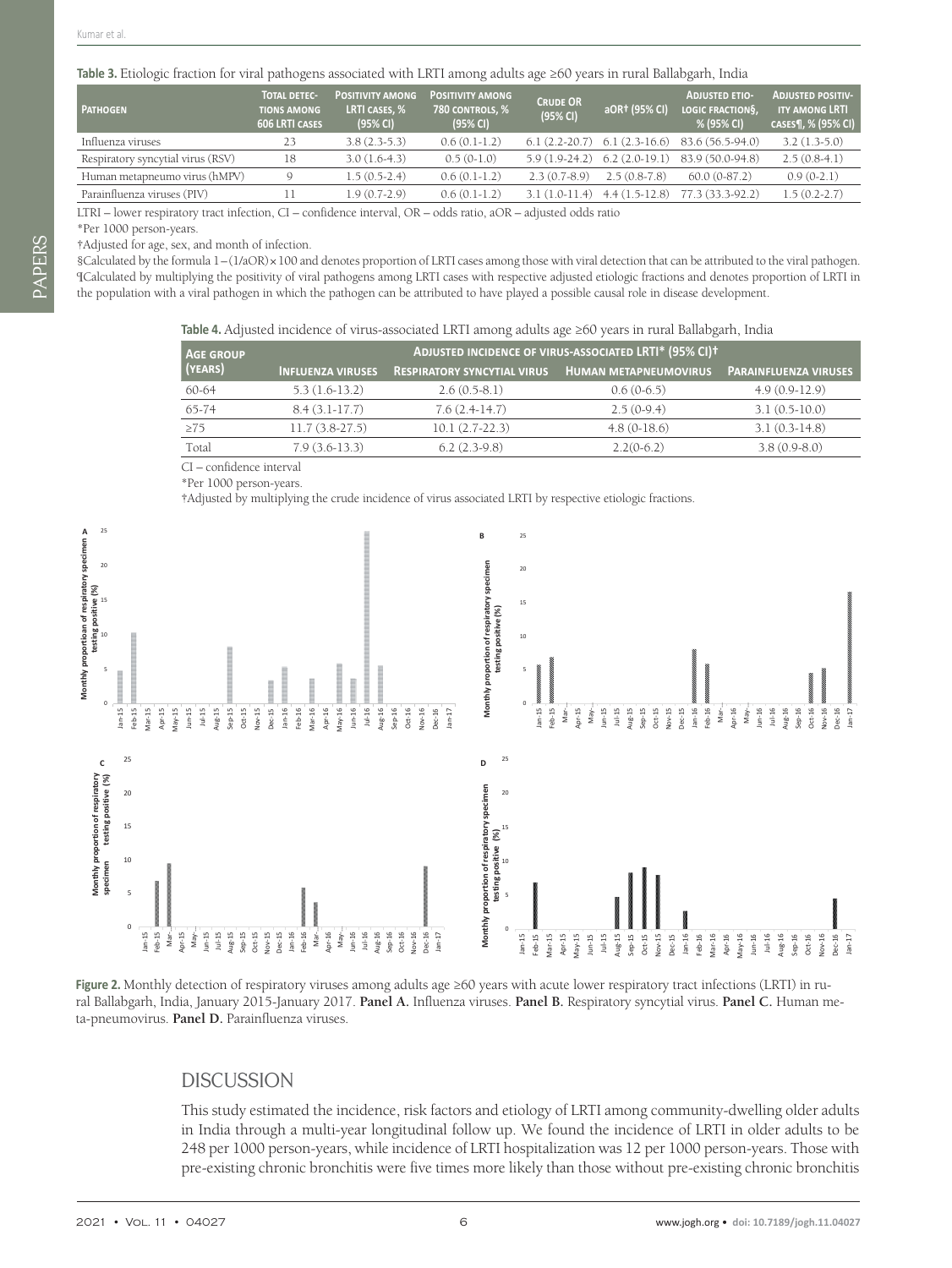**Table 3.** Etiologic fraction for viral pathogens associated with LRTI among adults age ≥60 years in rural Ballabgarh, India

| Pathogen | Total detections among 606 LRTI cases | Positivity among LRTI cases, % (95% CI) | Positivity among 780 controls, % (95% CI) | Crude OR (95% CI) | aOR† (95% CI) | Adjusted etiologic fraction§, % (95% CI) | Adjusted positivity among LRTI cases¶, % (95% CI) |
|---|---|---|---|---|---|---|---|
| Influenza viruses | 23 | 3.8 (2.3-5.3) | 0.6 (0.1-1.2) | 6.1 (2.2-20.7) | 6.1 (2.3-16.6) | 83.6 (56.5-94.0) | 3.2 (1.3-5.0) |
| Respiratory syncytial virus (RSV) | 18 | 3.0 (1.6-4.3) | 0.5 (0-1.0) | 5.9 (1.9-24.2) | 6.2 (2.0-19.1) | 83.9 (50.0-94.8) | 2.5 (0.8-4.1) |
| Human metapneumo virus (hMPV) | 9 | 1.5 (0.5-2.4) | 0.6 (0.1-1.2) | 2.3 (0.7-8.9) | 2.5 (0.8-7.8) | 60.0 (0-87.2) | 0.9 (0-2.1) |
| Parainfluenza viruses (PIV) | 11 | 1.9 (0.7-2.9) | 0.6 (0.1-1.2) | 3.1 (1.0-11.4) | 4.4 (1.5-12.8) | 77.3 (33.3-92.2) | 1.5 (0.2-2.7) |

LTRI – lower respiratory tract infection, CI – confidence interval, OR – odds ratio, aOR – adjusted odds ratio

*Per 1000 person-years.

†Adjusted for age, sex, and month of infection.

§Calculated by the formula 1−(1/aOR)×100 and denotes proportion of LRTI cases among those with viral detection that can be attributed to the viral pathogen.

¶Calculated by multiplying the positivity of viral pathogens among LRTI cases with respective adjusted etiologic fractions and denotes proportion of LRTI in the population with a viral pathogen in which the pathogen can be attributed to have played a possible causal role in disease development.

**Table 4.** Adjusted incidence of virus-associated LRTI among adults age ≥60 years in rural Ballabgarh, India

| Age group (years) | Adjusted incidence of virus-associated LRTI* (95% CI)† | | | |
|---|---|---|---|---|
| | Influenza viruses | Respiratory syncytial virus | Human metapneumovirus | Parainfluenza viruses |
| 60-64 | 5.3 (1.6-13.2) | 2.6 (0.5-8.1) | 0.6 (0-6.5) | 4.9 (0.9-12.9) |
| 65-74 | 8.4 (3.1-17.7) | 7.6 (2.4-14.7) | 2.5 (0-9.4) | 3.1 (0.5-10.0) |
| ≥75 | 11.7 (3.8-27.5) | 10.1 (2.7-22.3) | 4.8 (0-18.6) | 3.1 (0.3-14.8) |
| Total | 7.9 (3.6-13.3) | 6.2 (2.3-9.8) | 2.2(0-6.2) | 3.8 (0.9-8.0) |

CI – confidence interval

*Per 1000 person-years.

†Adjusted by multiplying the crude incidence of virus associated LRTI by respective etiologic fractions.

**Figure 2.** Monthly detection of respiratory viruses among adults age ≥60 years with acute lower respiratory tract infections (LRTI) in rural Ballabgarh, India, January 2015-January 2017. **Panel A.** Influenza viruses. **Panel B.** Respiratory syncytial virus. **Panel C.** Human meta-pneumovirus. **Panel D.** Parainfluenza viruses.

## DISCUSSION

This study estimated the incidence, risk factors and etiology of LRTI among community-dwelling older adults in India through a multi-year longitudinal follow up. We found the incidence of LRTI in older adults to be 248 per 1000 person-years, while incidence of LRTI hospitalization was 12 per 1000 person-years. Those with pre-existing chronic bronchitis were five times more likely than those without pre-existing chronic bronchitis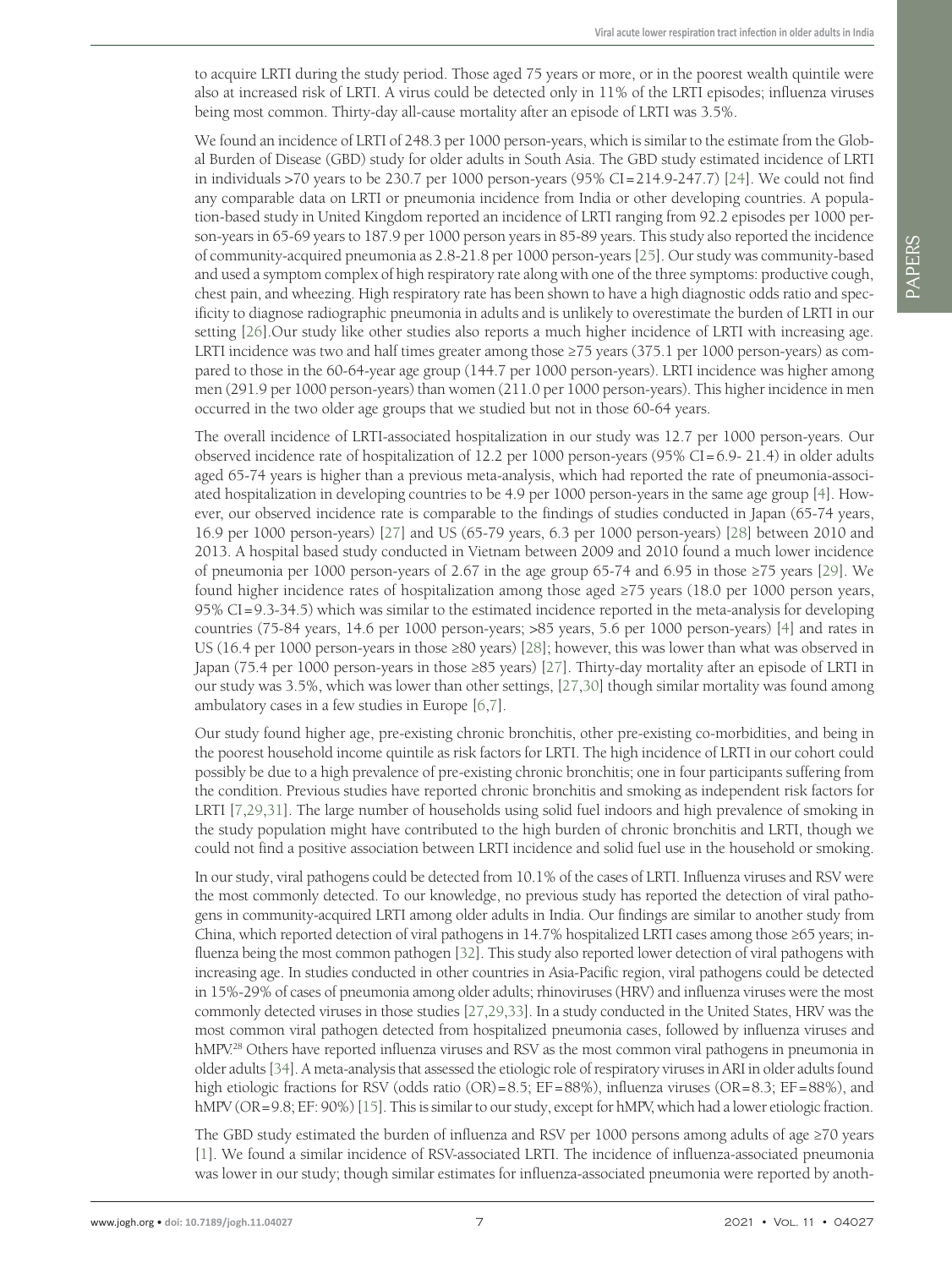to acquire LRTI during the study period. Those aged 75 years or more, or in the poorest wealth quintile were also at increased risk of LRTI. A virus could be detected only in 11% of the LRTI episodes; influenza viruses being most common. Thirty-day all-cause mortality after an episode of LRTI was 3.5%.

We found an incidence of LRTI of 248.3 per 1000 person-years, which is similar to the estimate from the Global Burden of Disease (GBD) study for older adults in South Asia. The GBD study estimated incidence of LRTI in individuals >70 years to be 230.7 per 1000 person-years (95% CI=214.9-247.7) [24]. We could not find any comparable data on LRTI or pneumonia incidence from India or other developing countries. A population-based study in United Kingdom reported an incidence of LRTI ranging from 92.2 episodes per 1000 person-years in 65-69 years to 187.9 per 1000 person years in 85-89 years. This study also reported the incidence of community-acquired pneumonia as 2.8-21.8 per 1000 person-years [25]. Our study was community-based and used a symptom complex of high respiratory rate along with one of the three symptoms: productive cough, chest pain, and wheezing. High respiratory rate has been shown to have a high diagnostic odds ratio and specificity to diagnose radiographic pneumonia in adults and is unlikely to overestimate the burden of LRTI in our setting [26].Our study like other studies also reports a much higher incidence of LRTI with increasing age. LRTI incidence was two and half times greater among those ≥75 years (375.1 per 1000 person-years) as compared to those in the 60-64-year age group (144.7 per 1000 person-years). LRTI incidence was higher among men (291.9 per 1000 person-years) than women (211.0 per 1000 person-years). This higher incidence in men occurred in the two older age groups that we studied but not in those 60-64 years.

The overall incidence of LRTI-associated hospitalization in our study was 12.7 per 1000 person-years. Our observed incidence rate of hospitalization of 12.2 per 1000 person-years (95% CI=6.9- 21.4) in older adults aged 65-74 years is higher than a previous meta-analysis, which had reported the rate of pneumonia-associated hospitalization in developing countries to be 4.9 per 1000 person-years in the same age group [4]. However, our observed incidence rate is comparable to the findings of studies conducted in Japan (65-74 years, 16.9 per 1000 person-years) [27] and US (65-79 years, 6.3 per 1000 person-years) [28] between 2010 and 2013. A hospital based study conducted in Vietnam between 2009 and 2010 found a much lower incidence of pneumonia per 1000 person-years of 2.67 in the age group 65-74 and 6.95 in those ≥75 years [29]. We found higher incidence rates of hospitalization among those aged ≥75 years (18.0 per 1000 person years, 95% CI=9.3-34.5) which was similar to the estimated incidence reported in the meta-analysis for developing countries (75-84 years, 14.6 per 1000 person-years; >85 years, 5.6 per 1000 person-years) [4] and rates in US (16.4 per 1000 person-years in those ≥80 years) [28]; however, this was lower than what was observed in Japan (75.4 per 1000 person-years in those ≥85 years) [27]. Thirty-day mortality after an episode of LRTI in our study was 3.5%, which was lower than other settings, [27,30] though similar mortality was found among ambulatory cases in a few studies in Europe [6,7].

Our study found higher age, pre-existing chronic bronchitis, other pre-existing co-morbidities, and being in the poorest household income quintile as risk factors for LRTI. The high incidence of LRTI in our cohort could possibly be due to a high prevalence of pre-existing chronic bronchitis; one in four participants suffering from the condition. Previous studies have reported chronic bronchitis and smoking as independent risk factors for LRTI [7,29,31]. The large number of households using solid fuel indoors and high prevalence of smoking in the study population might have contributed to the high burden of chronic bronchitis and LRTI, though we could not find a positive association between LRTI incidence and solid fuel use in the household or smoking.

In our study, viral pathogens could be detected from 10.1% of the cases of LRTI. Influenza viruses and RSV were the most commonly detected. To our knowledge, no previous study has reported the detection of viral pathogens in community-acquired LRTI among older adults in India. Our findings are similar to another study from China, which reported detection of viral pathogens in 14.7% hospitalized LRTI cases among those ≥65 years; influenza being the most common pathogen [32]. This study also reported lower detection of viral pathogens with increasing age. In studies conducted in other countries in Asia-Pacific region, viral pathogens could be detected in 15%-29% of cases of pneumonia among older adults; rhinoviruses (HRV) and influenza viruses were the most commonly detected viruses in those studies [27,29,33]. In a study conducted in the United States, HRV was the most common viral pathogen detected from hospitalized pneumonia cases, followed by influenza viruses and hMPV.[28] Others have reported influenza viruses and RSV as the most common viral pathogens in pneumonia in older adults [34]. A meta-analysis that assessed the etiologic role of respiratory viruses in ARI in older adults found high etiologic fractions for RSV (odds ratio (OR)=8.5; EF=88%), influenza viruses (OR=8.3; EF=88%), and hMPV (OR=9.8; EF: 90%) [15]. This is similar to our study, except for hMPV, which had a lower etiologic fraction.

The GBD study estimated the burden of influenza and RSV per 1000 persons among adults of age ≥70 years [1]. We found a similar incidence of RSV-associated LRTI. The incidence of influenza-associated pneumonia was lower in our study; though similar estimates for influenza-associated pneumonia were reported by anoth-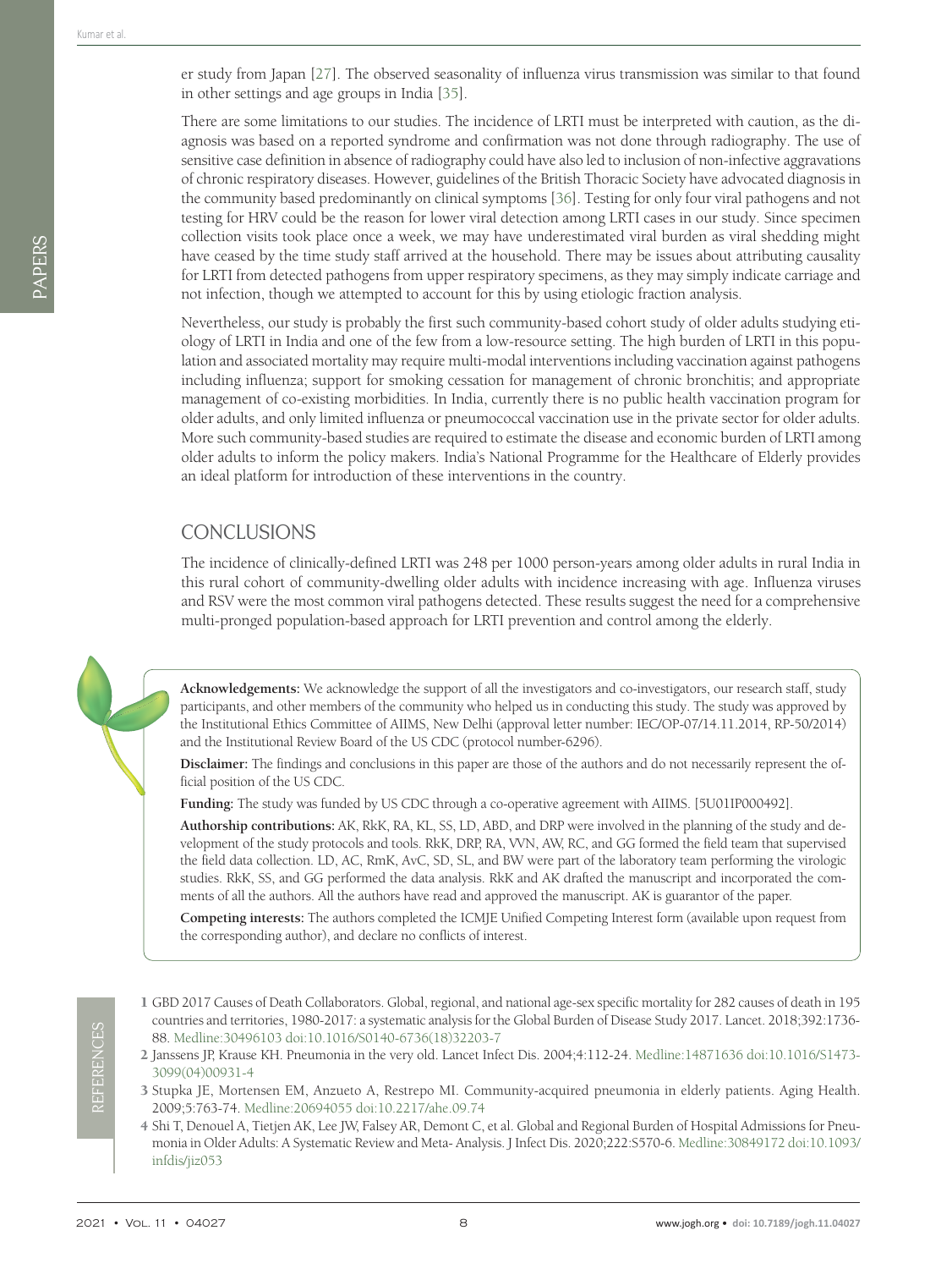er study from Japan [27]. The observed seasonality of influenza virus transmission was similar to that found in other settings and age groups in India [35].

There are some limitations to our studies. The incidence of LRTI must be interpreted with caution, as the diagnosis was based on a reported syndrome and confirmation was not done through radiography. The use of sensitive case definition in absence of radiography could have also led to inclusion of non-infective aggravations of chronic respiratory diseases. However, guidelines of the British Thoracic Society have advocated diagnosis in the community based predominantly on clinical symptoms [36]. Testing for only four viral pathogens and not testing for HRV could be the reason for lower viral detection among LRTI cases in our study. Since specimen collection visits took place once a week, we may have underestimated viral burden as viral shedding might have ceased by the time study staff arrived at the household. There may be issues about attributing causality for LRTI from detected pathogens from upper respiratory specimens, as they may simply indicate carriage and not infection, though we attempted to account for this by using etiologic fraction analysis.

Nevertheless, our study is probably the first such community-based cohort study of older adults studying etiology of LRTI in India and one of the few from a low-resource setting. The high burden of LRTI in this population and associated mortality may require multi-modal interventions including vaccination against pathogens including influenza; support for smoking cessation for management of chronic bronchitis; and appropriate management of co-existing morbidities. In India, currently there is no public health vaccination program for older adults, and only limited influenza or pneumococcal vaccination use in the private sector for older adults. More such community-based studies are required to estimate the disease and economic burden of LRTI among older adults to inform the policy makers. India's National Programme for the Healthcare of Elderly provides an ideal platform for introduction of these interventions in the country.

## CONCLUSIONS

The incidence of clinically-defined LRTI was 248 per 1000 person-years among older adults in rural India in this rural cohort of community-dwelling older adults with incidence increasing with age. Influenza viruses and RSV were the most common viral pathogens detected. These results suggest the need for a comprehensive multi-pronged population-based approach for LRTI prevention and control among the elderly.

**Acknowledgements:** We acknowledge the support of all the investigators and co-investigators, our research staff, study participants, and other members of the community who helped us in conducting this study. The study was approved by the Institutional Ethics Committee of AIIMS, New Delhi (approval letter number: IEC/OP-07/14.11.2014, RP-50/2014) and the Institutional Review Board of the US CDC (protocol number-6296).

**Disclaimer:** The findings and conclusions in this paper are those of the authors and do not necessarily represent the official position of the US CDC.

**Funding:** The study was funded by US CDC through a co-operative agreement with AIIMS. [5U01IP000492].

**Authorship contributions:** AK, RkK, RA, KL, SS, LD, ABD, and DRP were involved in the planning of the study and development of the study protocols and tools. RkK, DRP, RA, VVN, AW, RC, and GG formed the field team that supervised the field data collection. LD, AC, RmK, AvC, SD, SL, and BW were part of the laboratory team performing the virologic studies. RkK, SS, and GG performed the data analysis. RkK and AK drafted the manuscript and incorporated the comments of all the authors. All the authors have read and approved the manuscript. AK is guarantor of the paper.

**Competing interests:** The authors completed the ICMJE Unified Competing Interest form (available upon request from the corresponding author), and declare no conflicts of interest.

## REFERENCES

1 GBD 2017 Causes of Death Collaborators. Global, regional, and national age-sex specific mortality for 282 causes of death in 195 countries and territories, 1980-2017: a systematic analysis for the Global Burden of Disease Study 2017. Lancet. 2018;392:1736-88. Medline:30496103 doi:10.1016/S0140-6736(18)32203-7

2 Janssens JP, Krause KH. Pneumonia in the very old. Lancet Infect Dis. 2004;4:112-24. Medline:14871636 doi:10.1016/S1473-3099(04)00931-4

3 Stupka JE, Mortensen EM, Anzueto A, Restrepo MI. Community-acquired pneumonia in elderly patients. Aging Health. 2009;5:763-74. Medline:20694055 doi:10.2217/ahe.09.74

4 Shi T, Denouel A, Tietjen AK, Lee JW, Falsey AR, Demont C, et al. Global and Regional Burden of Hospital Admissions for Pneumonia in Older Adults: A Systematic Review and Meta- Analysis. J Infect Dis. 2020;222:S570-6. Medline:30849172 doi:10.1093/infdis/jiz053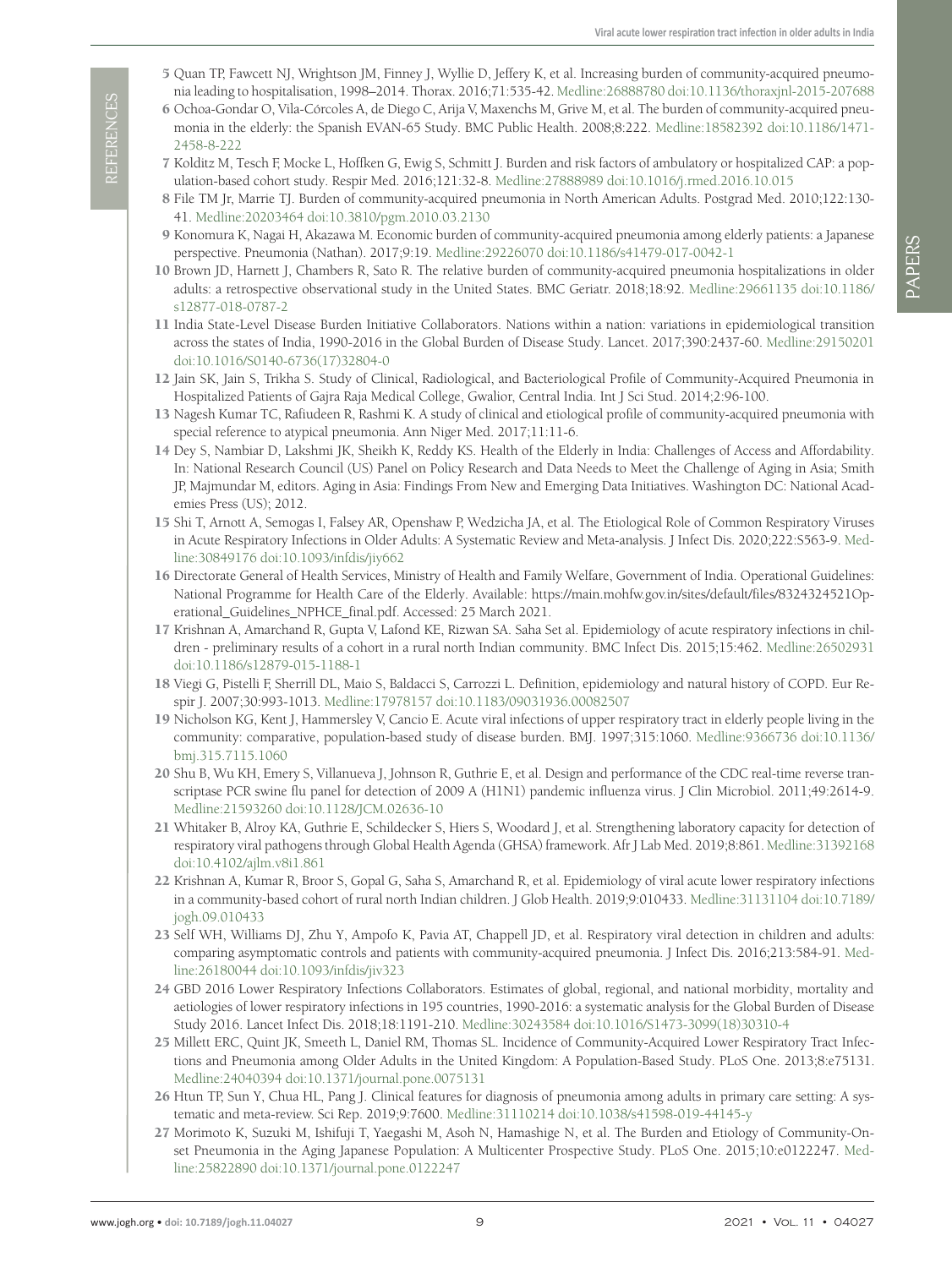5. Quan TP, Fawcett NJ, Wrightson JM, Finney J, Wyllie D, Jeffery K, et al. Increasing burden of community-acquired pneumonia leading to hospitalisation, 1998–2014. Thorax. 2016;71:535-42. Medline:26888780 doi:10.1136/thoraxjnl-2015-207688
6. Ochoa-Gondar O, Vila-Córcoles A, de Diego C, Arija V, Maxenchs M, Grive M, et al. The burden of community-acquired pneumonia in the elderly: the Spanish EVAN-65 Study. BMC Public Health. 2008;8:222. Medline:18582392 doi:10.1186/1471-2458-8-222
7. Kolditz M, Tesch F, Mocke L, Hoffken G, Ewig S, Schmitt J. Burden and risk factors of ambulatory or hospitalized CAP: a population-based cohort study. Respir Med. 2016;121:32-8. Medline:27888989 doi:10.1016/j.rmed.2016.10.015
8. File TM Jr, Marrie TJ. Burden of community-acquired pneumonia in North American Adults. Postgrad Med. 2010;122:130-41. Medline:20203464 doi:10.3810/pgm.2010.03.2130
9. Konomura K, Nagai H, Akazawa M. Economic burden of community-acquired pneumonia among elderly patients: a Japanese perspective. Pneumonia (Nathan). 2017;9:19. Medline:29226070 doi:10.1186/s41479-017-0042-1
10. Brown JD, Harnett J, Chambers R, Sato R. The relative burden of community-acquired pneumonia hospitalizations in older adults: a retrospective observational study in the United States. BMC Geriatr. 2018;18:92. Medline:29661135 doi:10.1186/s12877-018-0787-2
11. India State-Level Disease Burden Initiative Collaborators. Nations within a nation: variations in epidemiological transition across the states of India, 1990-2016 in the Global Burden of Disease Study. Lancet. 2017;390:2437-60. Medline:29150201 doi:10.1016/S0140-6736(17)32804-0
12. Jain SK, Jain S, Trikha S. Study of Clinical, Radiological, and Bacteriological Profile of Community-Acquired Pneumonia in Hospitalized Patients of Gajra Raja Medical College, Gwalior, Central India. Int J Sci Stud. 2014;2:96-100.
13. Nagesh Kumar TC, Rafiudeen R, Rashmi K. A study of clinical and etiological profile of community-acquired pneumonia with special reference to atypical pneumonia. Ann Niger Med. 2017;11:11-6.
14. Dey S, Nambiar D, Lakshmi JK, Sheikh K, Reddy KS. Health of the Elderly in India: Challenges of Access and Affordability. In: National Research Council (US) Panel on Policy Research and Data Needs to Meet the Challenge of Aging in Asia; Smith JP, Majmundar M, editors. Aging in Asia: Findings From New and Emerging Data Initiatives. Washington DC: National Academies Press (US); 2012.
15. Shi T, Arnott A, Semogas I, Falsey AR, Openshaw P, Wedzicha JA, et al. The Etiological Role of Common Respiratory Viruses in Acute Respiratory Infections in Older Adults: A Systematic Review and Meta-analysis. J Infect Dis. 2020;222:S563-9. Medline:30849176 doi:10.1093/infdis/jiy662
16. Directorate General of Health Services, Ministry of Health and Family Welfare, Government of India. Operational Guidelines: National Programme for Health Care of the Elderly. Available: https://main.mohfw.gov.in/sites/default/files/8324324521Operational_Guidelines_NPHCE_final.pdf. Accessed: 25 March 2021.
17. Krishnan A, Amarchand R, Gupta V, Lafond KE, Rizwan SA. Saha Set al. Epidemiology of acute respiratory infections in children - preliminary results of a cohort in a rural north Indian community. BMC Infect Dis. 2015;15:462. Medline:26502931 doi:10.1186/s12879-015-1188-1
18. Viegi G, Pistelli F, Sherrill DL, Maio S, Baldacci S, Carrozzi L. Definition, epidemiology and natural history of COPD. Eur Respir J. 2007;30:993-1013. Medline:17978157 doi:10.1183/09031936.00082507
19. Nicholson KG, Kent J, Hammersley V, Cancio E. Acute viral infections of upper respiratory tract in elderly people living in the community: comparative, population-based study of disease burden. BMJ. 1997;315:1060. Medline:9366736 doi:10.1136/bmj.315.7115.1060
20. Shu B, Wu KH, Emery S, Villanueva J, Johnson R, Guthrie E, et al. Design and performance of the CDC real-time reverse transcriptase PCR swine flu panel for detection of 2009 A (H1N1) pandemic influenza virus. J Clin Microbiol. 2011;49:2614-9. Medline:21593260 doi:10.1128/JCM.02636-10
21. Whitaker B, Alroy KA, Guthrie E, Schildecker S, Hiers S, Woodard J, et al. Strengthening laboratory capacity for detection of respiratory viral pathogens through Global Health Agenda (GHSA) framework. Afr J Lab Med. 2019;8:861. Medline:31392168 doi:10.4102/ajlm.v8i1.861
22. Krishnan A, Kumar R, Broor S, Gopal G, Saha S, Amarchand R, et al. Epidemiology of viral acute lower respiratory infections in a community-based cohort of rural north Indian children. J Glob Health. 2019;9:010433. Medline:31131104 doi:10.7189/jogh.09.010433
23. Self WH, Williams DJ, Zhu Y, Ampofo K, Pavia AT, Chappell JD, et al. Respiratory viral detection in children and adults: comparing asymptomatic controls and patients with community-acquired pneumonia. J Infect Dis. 2016;213:584-91. Medline:26180044 doi:10.1093/infdis/jiv323
24. GBD 2016 Lower Respiratory Infections Collaborators. Estimates of global, regional, and national morbidity, mortality and aetiologies of lower respiratory infections in 195 countries, 1990-2016: a systematic analysis for the Global Burden of Disease Study 2016. Lancet Infect Dis. 2018;18:1191-210. Medline:30243584 doi:10.1016/S1473-3099(18)30310-4
25. Millett ERC, Quint JK, Smeeth L, Daniel RM, Thomas SL. Incidence of Community-Acquired Lower Respiratory Tract Infections and Pneumonia among Older Adults in the United Kingdom: A Population-Based Study. PLoS One. 2013;8:e75131. Medline:24040394 doi:10.1371/journal.pone.0075131
26. Htun TP, Sun Y, Chua HL, Pang J. Clinical features for diagnosis of pneumonia among adults in primary care setting: A systematic and meta-review. Sci Rep. 2019;9:7600. Medline:31110214 doi:10.1038/s41598-019-44145-y
27. Morimoto K, Suzuki M, Ishifuji T, Yaegashi M, Asoh N, Hamashige N, et al. The Burden and Etiology of Community-Onset Pneumonia in the Aging Japanese Population: A Multicenter Prospective Study. PLoS One. 2015;10:e0122247. Medline:25822890 doi:10.1371/journal.pone.0122247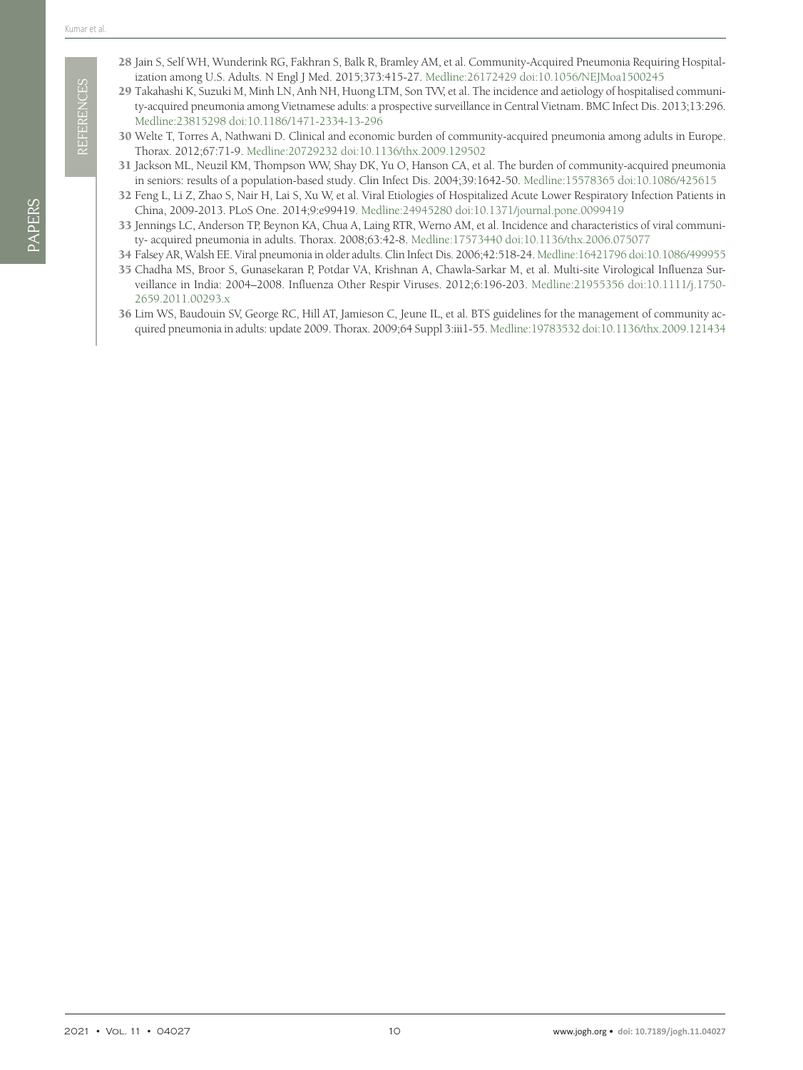28 Jain S, Self WH, Wunderink RG, Fakhran S, Balk R, Bramley AM, et al. Community-Acquired Pneumonia Requiring Hospitalization among U.S. Adults. N Engl J Med. 2015;373:415-27. Medline:26172429 doi:10.1056/NEJMoa1500245

29 Takahashi K, Suzuki M, Minh LN, Anh NH, Huong LTM, Son TVV, et al. The incidence and aetiology of hospitalised community-acquired pneumonia among Vietnamese adults: a prospective surveillance in Central Vietnam. BMC Infect Dis. 2013;13:296. Medline:23815298 doi:10.1186/1471-2334-13-296

30 Welte T, Torres A, Nathwani D. Clinical and economic burden of community-acquired pneumonia among adults in Europe. Thorax. 2012;67:71-9. Medline:20729232 doi:10.1136/thx.2009.129502

31 Jackson ML, Neuzil KM, Thompson WW, Shay DK, Yu O, Hanson CA, et al. The burden of community-acquired pneumonia in seniors: results of a population-based study. Clin Infect Dis. 2004;39:1642-50. Medline:15578365 doi:10.1086/425615

32 Feng L, Li Z, Zhao S, Nair H, Lai S, Xu W, et al. Viral Etiologies of Hospitalized Acute Lower Respiratory Infection Patients in China, 2009-2013. PLoS One. 2014;9:e99419. Medline:24945280 doi:10.1371/journal.pone.0099419

33 Jennings LC, Anderson TP, Beynon KA, Chua A, Laing RTR, Werno AM, et al. Incidence and characteristics of viral community- acquired pneumonia in adults. Thorax. 2008;63:42-8. Medline:17573440 doi:10.1136/thx.2006.075077

34 Falsey AR, Walsh EE. Viral pneumonia in older adults. Clin Infect Dis. 2006;42:518-24. Medline:16421796 doi:10.1086/499955

35 Chadha MS, Broor S, Gunasekaran P, Potdar VA, Krishnan A, Chawla-Sarkar M, et al. Multi-site Virological Influenza Surveillance in India: 2004–2008. Influenza Other Respir Viruses. 2012;6:196-203. Medline:21955356 doi:10.1111/j.1750-2659.2011.00293.x

36 Lim WS, Baudouin SV, George RC, Hill AT, Jamieson C, Jeune IL, et al. BTS guidelines for the management of community acquired pneumonia in adults: update 2009. Thorax. 2009;64 Suppl 3:iii1-55. Medline:19783532 doi:10.1136/thx.2009.121434